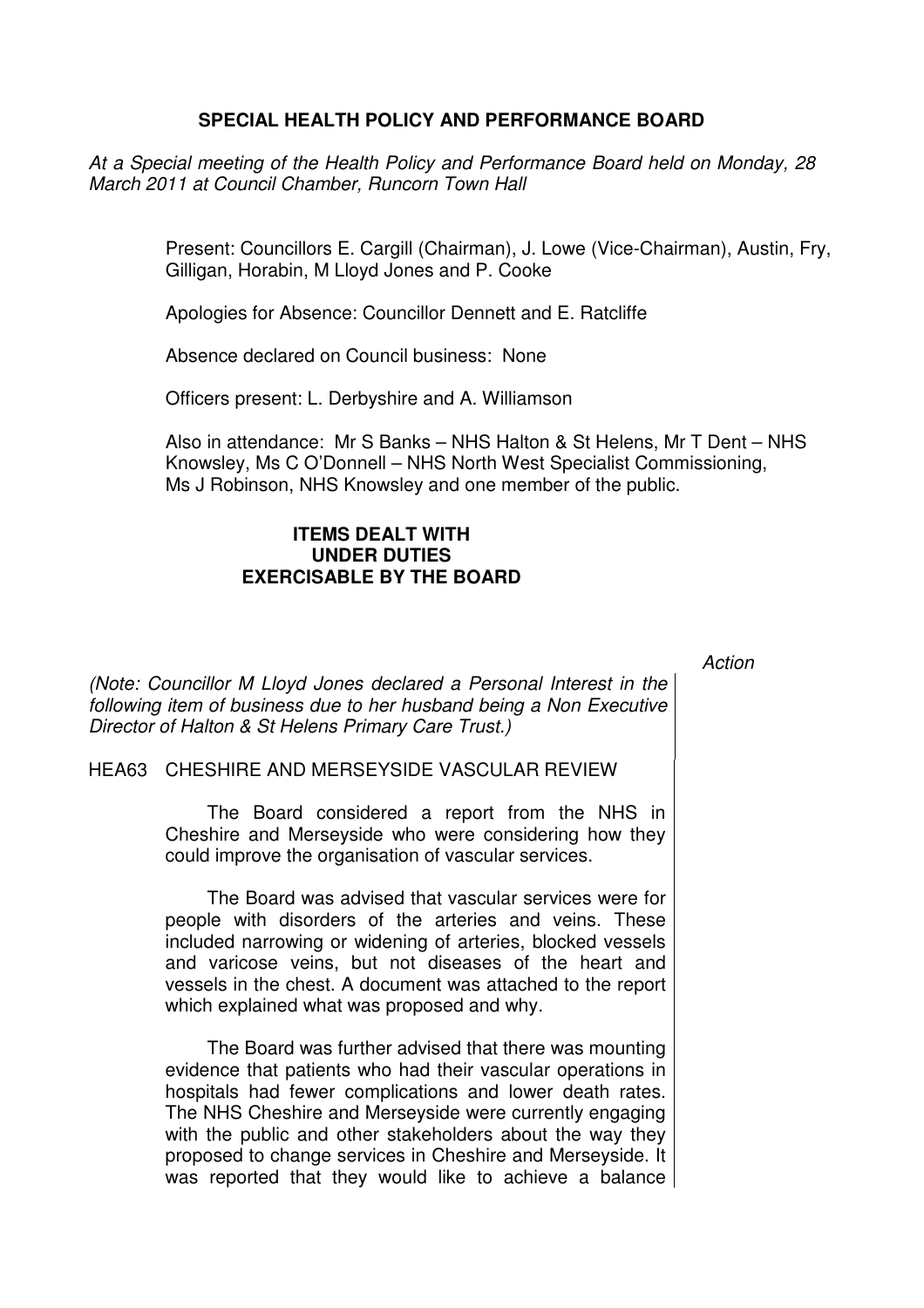# SPECIAL HEALTH POLICY AND PERFORMANCE BOARD

*At a Special meeting of the Health Policy and Performance Board held on Monday, 28 March 2011 at Council Chamber, Runcorn Town Hall*

Present: Councillors E. Cargill (Chairman), J. Lowe (Vice-Chairman), Austin, Fry, Gilligan, Horabin, M Lloyd Jones and P. Cooke

Apologies for Absence: Councillor Dennett and E. Ratcliffe

Absence declared on Council business: None

Officers present: L. Derbyshire and A. Williamson

Also in attendance: Mr S Banks – NHS Halton & St Helens, Mr T Dent – NHS Knowsley, Ms C O'Donnell – NHS North West Specialist Commissioning, Ms J Robinson, NHS Knowsley and one member of the public.

## ITEMS DEALT WITH UNDER DUTIES EXERCISABLE BY THE BOARD

*Action*

*(Note: Councillor M Lloyd Jones declared a Personal Interest in the following item of business due to her husband being a Non Executive Director of Halton & St Helens Primary Care Trust.)*

### HEA63 CHESHIRE AND MERSEYSIDE VASCULAR REVIEW

The Board considered a report from the NHS in Cheshire and Merseyside who were considering how they could improve the organisation of vascular services.

The Board was advised that vascular services were for people with disorders of the arteries and veins. These included narrowing or widening of arteries, blocked vessels and varicose veins, but not diseases of the heart and vessels in the chest. A document was attached to the report which explained what was proposed and why.

The Board was further advised that there was mounting evidence that patients who had their vascular operations in hospitals had fewer complications and lower death rates. The NHS Cheshire and Merseyside were currently engaging with the public and other stakeholders about the way they proposed to change services in Cheshire and Merseyside. It was reported that they would like to achieve a balance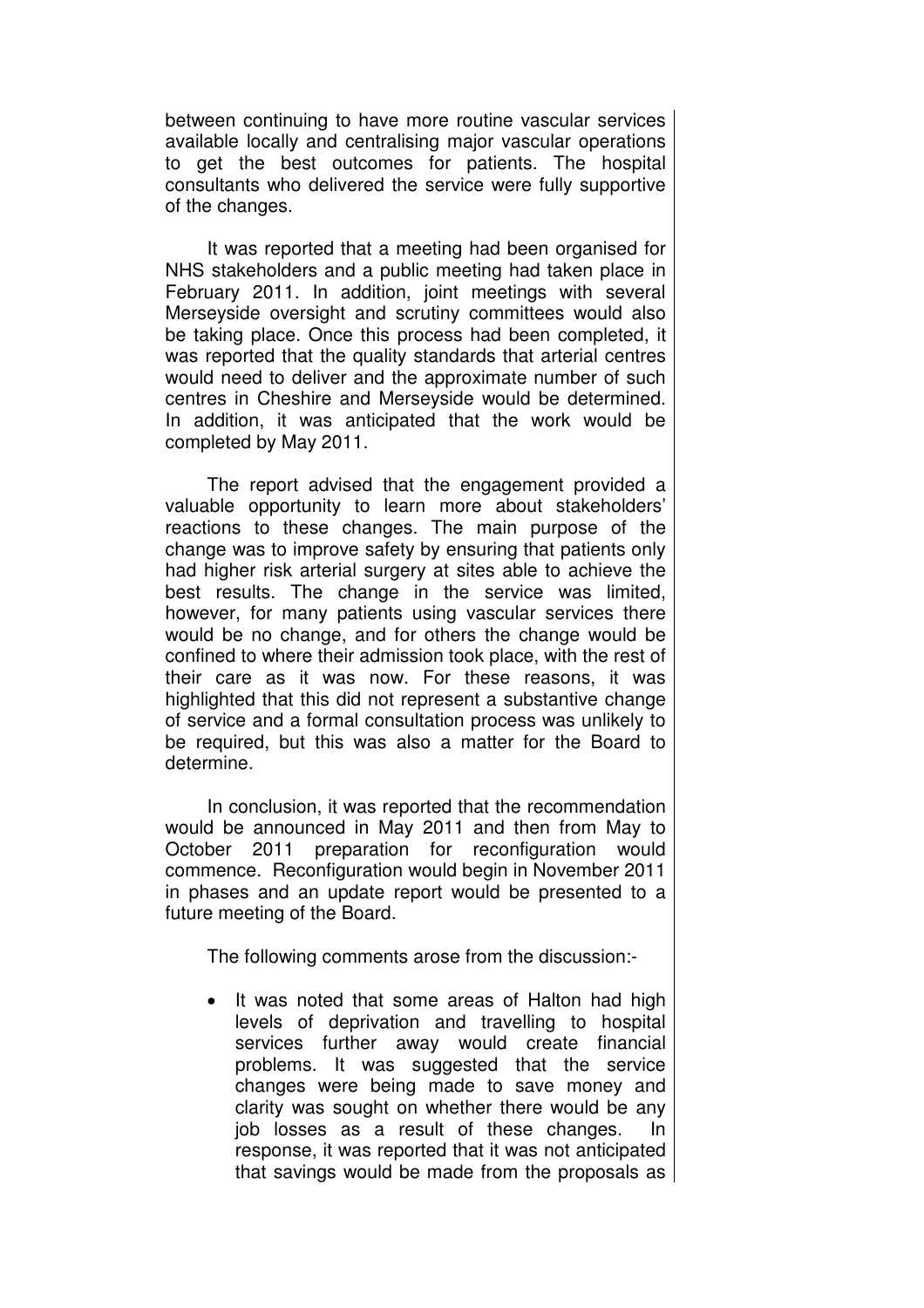between continuing to have more routine vascular services available locally and centralising major vascular operations to get the best outcomes for patients. The hospital consultants who delivered the service were fully supportive of the changes.

It was reported that a meeting had been organised for NHS stakeholders and a public meeting had taken place in February 2011. In addition, joint meetings with several Merseyside oversight and scrutiny committees would also be taking place. Once this process had been completed, it was reported that the quality standards that arterial centres would need to deliver and the approximate number of such centres in Cheshire and Merseyside would be determined. In addition, it was anticipated that the work would be completed by May 2011.

The report advised that the engagement provided a valuable opportunity to learn more about stakeholders' reactions to these changes. The main purpose of the change was to improve safety by ensuring that patients only had higher risk arterial surgery at sites able to achieve the best results. The change in the service was limited, however, for many patients using vascular services there would be no change, and for others the change would be confined to where their admission took place, with the rest of their care as it was now. For these reasons, it was highlighted that this did not represent a substantive change of service and a formal consultation process was unlikely to be required, but this was also a matter for the Board to determine.

In conclusion, it was reported that the recommendation would be announced in May 2011 and then from May to October 2011 preparation for reconfiguration would commence. Reconfiguration would begin in November 2011 in phases and an update report would be presented to a future meeting of the Board.

The following comments arose from the discussion:-

- It was noted that some areas of Halton had high levels of deprivation and travelling to hospital services further away would create financial problems. It was suggested that the service changes were being made to save money and clarity was sought on whether there would be any job losses as a result of these changes. In response, it was reported that it was not anticipated that savings would be made from the proposals as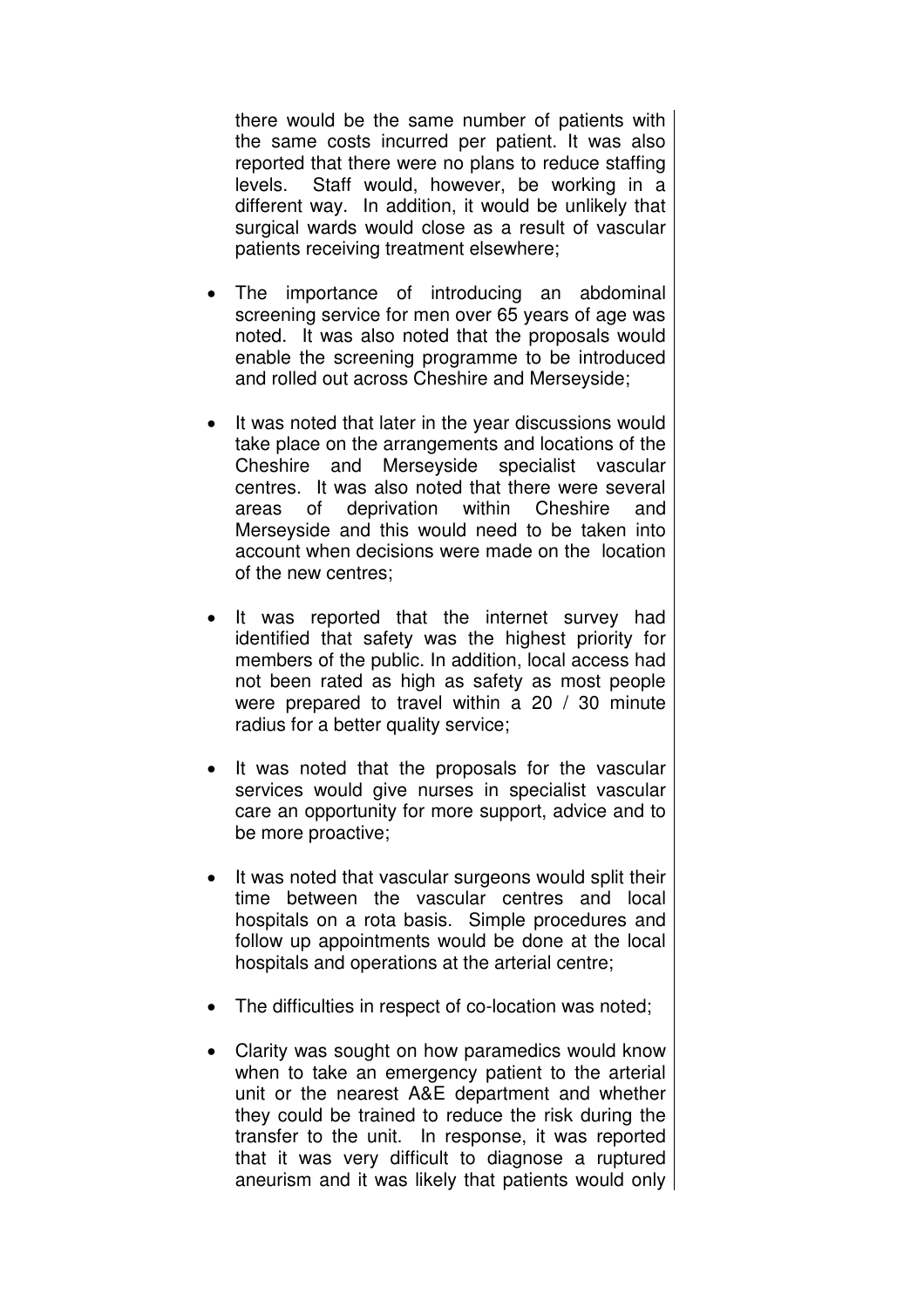there would be the same number of patients with the same costs incurred per patient. It was also reported that there were no plans to reduce staffing levels. Staff would, however, be working in a different way. In addition, it would be unlikely that surgical wards would close as a result of vascular patients receiving treatment elsewhere;

- The importance of introducing an abdominal screening service for men over 65 years of age was noted. It was also noted that the proposals would enable the screening programme to be introduced and rolled out across Cheshire and Merseyside;
- It was noted that later in the year discussions would take place on the arrangements and locations of the Cheshire and Merseyside specialist vascular centres. It was also noted that there were several areas of deprivation within Cheshire and Merseyside and this would need to be taken into account when decisions were made on the location of the new centres;
- It was reported that the internet survey had identified that safety was the highest priority for members of the public. In addition, local access had not been rated as high as safety as most people were prepared to travel within a 20 / 30 minute radius for a better quality service;
- It was noted that the proposals for the vascular services would give nurses in specialist vascular care an opportunity for more support, advice and to be more proactive;
- It was noted that vascular surgeons would split their time between the vascular centres and local hospitals on a rota basis. Simple procedures and follow up appointments would be done at the local hospitals and operations at the arterial centre;
- The difficulties in respect of co-location was noted;
- Clarity was sought on how paramedics would know when to take an emergency patient to the arterial unit or the nearest A&E department and whether they could be trained to reduce the risk during the transfer to the unit. In response, it was reported that it was very difficult to diagnose a ruptured aneurism and it was likely that patients would only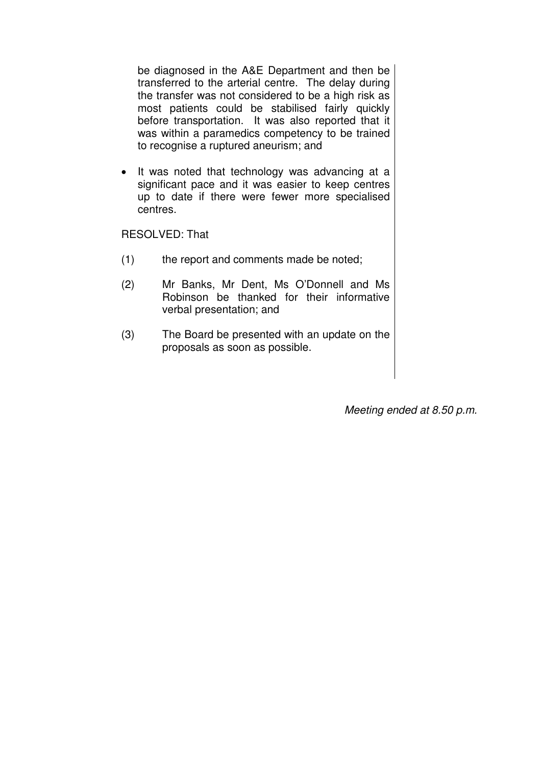be diagnosed in the A&E Department and then be transferred to the arterial centre. The delay during the transfer was not considered to be a high risk as most patients could be stabilised fairly quickly before transportation. It was also reported that it was within a paramedics competency to be trained to recognise a ruptured aneurism; and

- It was noted that technology was advancing at a significant pace and it was easier to keep centres up to date if there were fewer more specialised centres.

RESOLVED: That

(1) the report and comments made be noted;

(2) Mr Banks, Mr Dent, Ms O'Donnell and Ms Robinson be thanked for their informative verbal presentation; and

(3) The Board be presented with an update on the proposals as soon as possible.

*Meeting ended at 8.50 p.m.*